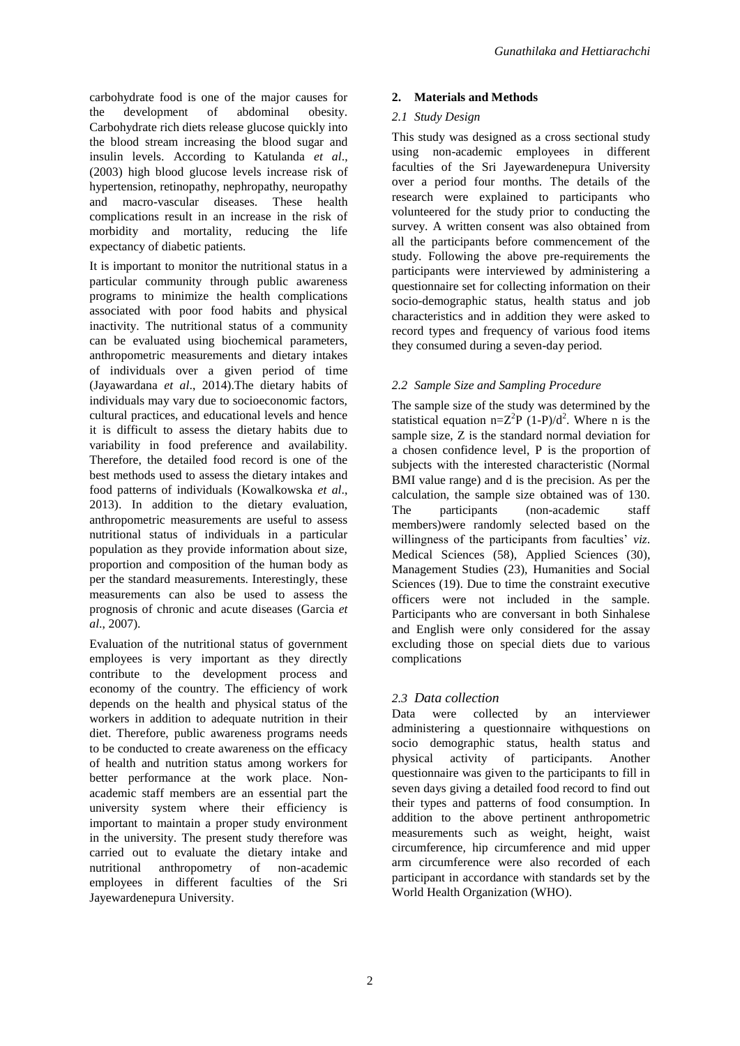carbohydrate food is one of the major causes for the development of abdominal obesity. Carbohydrate rich diets release glucose quickly into the blood stream increasing the blood sugar and insulin levels. According to Katulanda *et al*., (2003) high blood glucose levels increase risk of hypertension, retinopathy, nephropathy, neuropathy and macro-vascular diseases. These health complications result in an increase in the risk of morbidity and mortality, reducing the life expectancy of diabetic patients.

It is important to monitor the nutritional status in a particular community through public awareness programs to minimize the health complications associated with poor food habits and physical inactivity. The nutritional status of a community can be evaluated using biochemical parameters, anthropometric measurements and dietary intakes of individuals over a given period of time (Jayawardana *et al*., 2014).The dietary habits of individuals may vary due to socioeconomic factors, cultural practices, and educational levels and hence it is difficult to assess the dietary habits due to variability in food preference and availability. Therefore, the detailed food record is one of the best methods used to assess the dietary intakes and food patterns of individuals (Kowalkowska *et al*., 2013). In addition to the dietary evaluation, anthropometric measurements are useful to assess nutritional status of individuals in a particular population as they provide information about size, proportion and composition of the human body as per the standard measurements. Interestingly, these measurements can also be used to assess the prognosis of chronic and acute diseases (Garcia *et al*., 2007).

Evaluation of the nutritional status of government employees is very important as they directly contribute to the development process and economy of the country. The efficiency of work depends on the health and physical status of the workers in addition to adequate nutrition in their diet. Therefore, public awareness programs needs to be conducted to create awareness on the efficacy of health and nutrition status among workers for better performance at the work place. Non-academic staff members are an essential part the university system where their efficiency is important to maintain a proper study environment in the university. The present study therefore was carried out to evaluate the dietary intake and nutritional anthropometry of non-academic employees in different faculties of the Sri Jayewardenepura University.

## 2. Materials and Methods

### *2.1 Study Design*

This study was designed as a cross sectional study using non-academic employees in different faculties of the Sri Jayewardenepura University over a period four months. The details of the research were explained to participants who volunteered for the study prior to conducting the survey. A written consent was also obtained from all the participants before commencement of the study. Following the above pre-requirements the participants were interviewed by administering a questionnaire set for collecting information on their socio-demographic status, health status and job characteristics and in addition they were asked to record types and frequency of various food items they consumed during a seven-day period.

### *2.2 Sample Size and Sampling Procedure*

The sample size of the study was determined by the statistical equation $n=Z^2P\ (1\text{-}P)/d^2$. Where n is the sample size, Z is the standard normal deviation for a chosen confidence level, P is the proportion of subjects with the interested characteristic (Normal BMI value range) and d is the precision. As per the calculation, the sample size obtained was of 130. The participants (non-academic staff members)were randomly selected based on the willingness of the participants from faculties' *viz*. Medical Sciences (58), Applied Sciences (30), Management Studies (23), Humanities and Social Sciences (19). Due to time the constraint executive officers were not included in the sample. Participants who are conversant in both Sinhalese and English were only considered for the assay excluding those on special diets due to various complications

### *2.3 Data collection*

Data were collected by an interviewer administering a questionnaire withquestions on socio demographic status, health status and physical activity of participants. Another questionnaire was given to the participants to fill in seven days giving a detailed food record to find out their types and patterns of food consumption. In addition to the above pertinent anthropometric measurements such as weight, height, waist circumference, hip circumference and mid upper arm circumference were also recorded of each participant in accordance with standards set by the World Health Organization (WHO).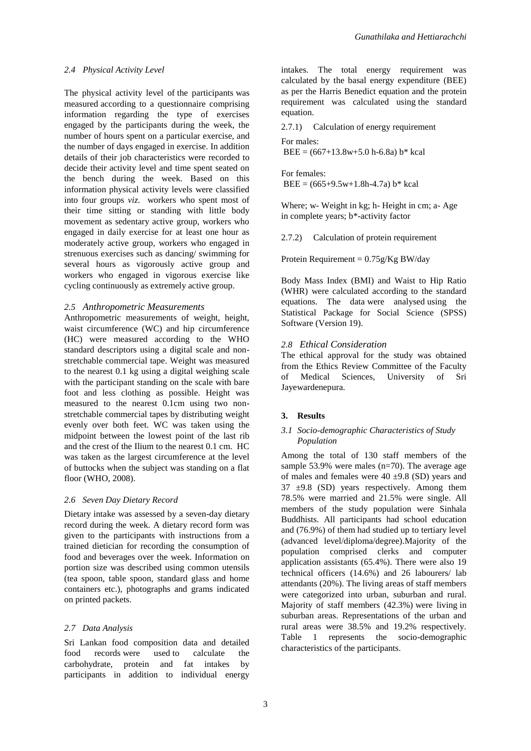### 2.4 Physical Activity Level

The physical activity level of the participants was measured according to a questionnaire comprising information regarding the type of exercises engaged by the participants during the week, the number of hours spent on a particular exercise, and the number of days engaged in exercise. In addition details of their job characteristics were recorded to decide their activity level and time spent seated on the bench during the week. Based on this information physical activity levels were classified into four groups *viz.* workers who spent most of their time sitting or standing with little body movement as sedentary active group, workers who engaged in daily exercise for at least one hour as moderately active group, workers who engaged in strenuous exercises such as dancing/ swimming for several hours as vigorously active group and workers who engaged in vigorous exercise like cycling continuously as extremely active group.

### 2.5 Anthropometric Measurements

Anthropometric measurements of weight, height, waist circumference (WC) and hip circumference (HC) were measured according to the WHO standard descriptors using a digital scale and non-stretchable commercial tape. Weight was measured to the nearest 0.1 kg using a digital weighing scale with the participant standing on the scale with bare foot and less clothing as possible. Height was measured to the nearest 0.1cm using two non-stretchable commercial tapes by distributing weight evenly over both feet. WC was taken using the midpoint between the lowest point of the last rib and the crest of the Ilium to the nearest 0.1 cm. HC was taken as the largest circumference at the level of buttocks when the subject was standing on a flat floor (WHO, 2008).

### 2.6 Seven Day Dietary Record

Dietary intake was assessed by a seven-day dietary record during the week. A dietary record form was given to the participants with instructions from a trained dietician for recording the consumption of food and beverages over the week. Information on portion size was described using common utensils (tea spoon, table spoon, standard glass and home containers etc.), photographs and grams indicated on printed packets.

### 2.7 Data Analysis

Sri Lankan food composition data and detailed food records were used to calculate the carbohydrate, protein and fat intakes by participants in addition to individual energy intakes. The total energy requirement was calculated by the basal energy expenditure (BEE) as per the Harris Benedict equation and the protein requirement was calculated using the standard equation.

2.7.1) Calculation of energy requirement

For males:

$$BEE = (667+13.8w+5.0\,h-6.8a)\,b^{*}\ kcal$$

For females:

$$BEE = (665+9.5w+1.8h-4.7a)\,b^{*}\ kcal$$

Where; w- Weight in kg; h- Height in cm; a- Age in complete years; b*-activity factor

2.7.2) Calculation of protein requirement

Protein Requirement = 0.75g/Kg BW/day

Body Mass Index (BMI) and Waist to Hip Ratio (WHR) were calculated according to the standard equations. The data were analysed using the Statistical Package for Social Science (SPSS) Software (Version 19).

### 2.8 Ethical Consideration

The ethical approval for the study was obtained from the Ethics Review Committee of the Faculty of Medical Sciences, University of Sri Jayewardenepura.

## 3. Results

### 3.1 Socio-demographic Characteristics of Study Population

Among the total of 130 staff members of the sample 53.9% were males (n=70). The average age of males and females were 40 ±9.8 (SD) years and 37 ±9.8 (SD) years respectively. Among them 78.5% were married and 21.5% were single. All members of the study population were Sinhala Buddhists. All participants had school education and (76.9%) of them had studied up to tertiary level (advanced level/diploma/degree).Majority of the population comprised clerks and computer application assistants (65.4%). There were also 19 technical officers (14.6%) and 26 labourers/ lab attendants (20%). The living areas of staff members were categorized into urban, suburban and rural. Majority of staff members (42.3%) were living in suburban areas. Representations of the urban and rural areas were 38.5% and 19.2% respectively. Table 1 represents the socio-demographic characteristics of the participants.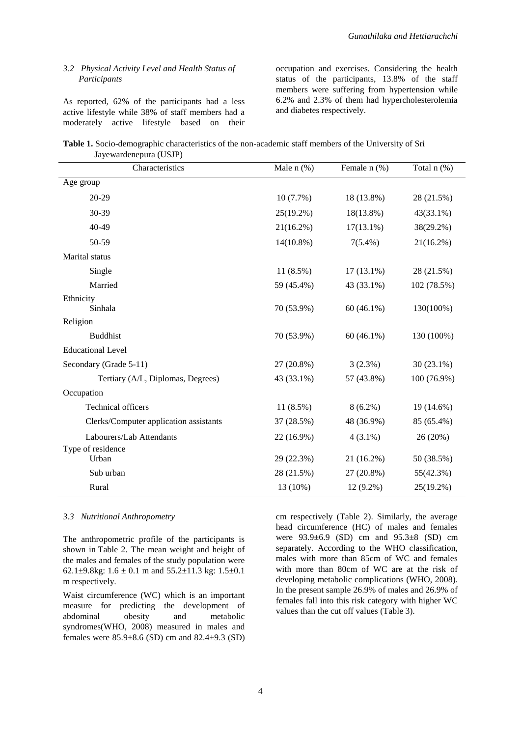### 3.2 Physical Activity Level and Health Status of Participants

As reported, 62% of the participants had a less active lifestyle while 38% of staff members had a moderately active lifestyle based on their occupation and exercises. Considering the health status of the participants, 13.8% of the staff members were suffering from hypertension while 6.2% and 2.3% of them had hypercholesterolemia and diabetes respectively.

**Table 1.** Socio-demographic characteristics of the non-academic staff members of the University of Sri Jayewardenepura (USJP)

| Characteristics | Male n (%) | Female n (%) | Total n (%) |
|---|---|---|---|
| Age group | | | |
| 20-29 | 10 (7.7%) | 18 (13.8%) | 28 (21.5%) |
| 30-39 | 25(19.2%) | 18(13.8%) | 43(33.1%) |
| 40-49 | 21(16.2%) | 17(13.1%) | 38(29.2%) |
| 50-59 | 14(10.8%) | 7(5.4%) | 21(16.2%) |
| Marital status | | | |
| Single | 11 (8.5%) | 17 (13.1%) | 28 (21.5%) |
| Married | 59 (45.4%) | 43 (33.1%) | 102 (78.5%) |
| Ethnicity | | | |
| Sinhala | 70 (53.9%) | 60 (46.1%) | 130(100%) |
| Religion | | | |
| Buddhist | 70 (53.9%) | 60 (46.1%) | 130 (100%) |
| Educational Level | | | |
| Secondary (Grade 5-11) | 27 (20.8%) | 3 (2.3%) | 30 (23.1%) |
| Tertiary (A/L, Diplomas, Degrees) | 43 (33.1%) | 57 (43.8%) | 100 (76.9%) |
| Occupation | | | |
| Technical officers | 11 (8.5%) | 8 (6.2%) | 19 (14.6%) |
| Clerks/Computer application assistants | 37 (28.5%) | 48 (36.9%) | 85 (65.4%) |
| Labourers/Lab Attendants | 22 (16.9%) | 4 (3.1%) | 26 (20%) |
| Type of residence | | | |
| Urban | 29 (22.3%) | 21 (16.2%) | 50 (38.5%) |
| Sub urban | 28 (21.5%) | 27 (20.8%) | 55(42.3%) |
| Rural | 13 (10%) | 12 (9.2%) | 25(19.2%) |

### 3.3 Nutritional Anthropometry

The anthropometric profile of the participants is shown in Table 2. The mean weight and height of the males and females of the study population were 62.1±9.8kg: 1.6 ± 0.1 m and 55.2±11.3 kg: 1.5±0.1 m respectively.

Waist circumference (WC) which is an important measure for predicting the development of abdominal obesity and metabolic syndromes(WHO, 2008) measured in males and females were 85.9±8.6 (SD) cm and 82.4±9.3 (SD) cm respectively (Table 2). Similarly, the average head circumference (HC) of males and females were 93.9±6.9 (SD) cm and 95.3±8 (SD) cm separately. According to the WHO classification, males with more than 85cm of WC and females with more than 80cm of WC are at the risk of developing metabolic complications (WHO, 2008). In the present sample 26.9% of males and 26.9% of females fall into this risk category with higher WC values than the cut off values (Table 3).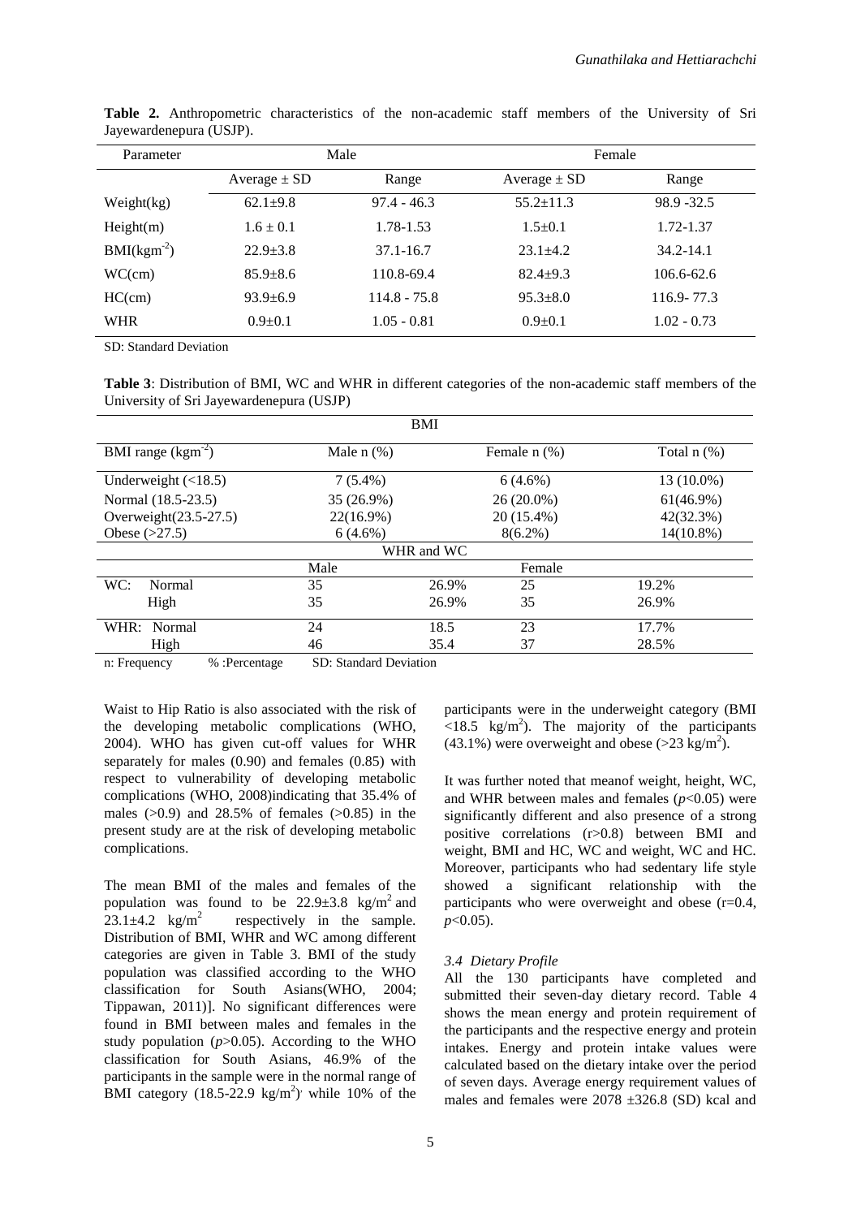**Table 2.** Anthropometric characteristics of the non-academic staff members of the University of Sri Jayewardenepura (USJP).

| Parameter | Male | | Female | |
|---|---|---|---|---|
| | Average ± SD | Range | Average ± SD | Range |
| Weight(kg) | 62.1±9.8 | 97.4 - 46.3 | 55.2±11.3 | 98.9 -32.5 |
| Height(m) | 1.6 ± 0.1 | 1.78-1.53 | 1.5±0.1 | 1.72-1.37 |
| BMI($kgm^{-2}$) | 22.9±3.8 | 37.1-16.7 | 23.1±4.2 | 34.2-14.1 |
| WC(cm) | 85.9±8.6 | 110.8-69.4 | 82.4±9.3 | 106.6-62.6 |
| HC(cm) | 93.9±6.9 | 114.8 - 75.8 | 95.3±8.0 | 116.9- 77.3 |
| WHR | 0.9±0.1 | 1.05 - 0.81 | 0.9±0.1 | 1.02 - 0.73 |

SD: Standard Deviation

**Table 3**: Distribution of BMI, WC and WHR in different categories of the non-academic staff members of the University of Sri Jayewardenepura (USJP)

| BMI | | | | |
|---|---|---|---|---|
| BMI range ($kgm^{-2}$) | Male n (%) | | Female n (%) | Total n (%) |
| Underweight (<18.5) | 7 (5.4%) | | 6 (4.6%) | 13 (10.0%) |
| Normal (18.5-23.5) | 35 (26.9%) | | 26 (20.0%) | 61(46.9%) |
| Overweight(23.5-27.5) | 22(16.9%) | | 20 (15.4%) | 42(32.3%) |
| Obese (>27.5) | 6 (4.6%) | | 8(6.2%) | 14(10.8%) |
| WHR and WC | | | | |
| | Male | | Female | |
| WC: Normal | 35 | 26.9% | 25 | 19.2% |
| High | 35 | 26.9% | 35 | 26.9% |
| WHR: Normal | 24 | 18.5 | 23 | 17.7% |
| High | 46 | 35.4 | 37 | 28.5% |

n: Frequency %:Percentage SD: Standard Deviation

Waist to Hip Ratio is also associated with the risk of the developing metabolic complications (WHO, 2004). WHO has given cut-off values for WHR separately for males (0.90) and females (0.85) with respect to vulnerability of developing metabolic complications (WHO, 2008)indicating that 35.4% of males (>0.9) and 28.5% of females (>0.85) in the present study are at the risk of developing metabolic complications.

The mean BMI of the males and females of the population was found to be 22.9±3.8 $kg/m^2$ and 23.1±4.2 $kg/m^2$ respectively in the sample. Distribution of BMI, WHR and WC among different categories are given in Table 3. BMI of the study population was classified according to the WHO classification for South Asians(WHO, 2004; Tippawan, 2011)]. No significant differences were found in BMI between males and females in the study population ($p$>0.05). According to the WHO classification for South Asians, 46.9% of the participants in the sample were in the normal range of BMI category (18.5-22.9 $kg/m^2$)' while 10% of the participants were in the underweight category (BMI <18.5 $kg/m^2$). The majority of the participants (43.1%) were overweight and obese (>23 $kg/m^2$).

It was further noted that meanof weight, height, WC, and WHR between males and females ($p$<0.05) were significantly different and also presence of a strong positive correlations (r>0.8) between BMI and weight, BMI and HC, WC and weight, WC and HC. Moreover, participants who had sedentary life style showed a significant relationship with the participants who were overweight and obese (r=0.4, $p$<0.05).

### *3.4 Dietary Profile*

All the 130 participants have completed and submitted their seven-day dietary record. Table 4 shows the mean energy and protein requirement of the participants and the respective energy and protein intakes. Energy and protein intake values were calculated based on the dietary intake over the period of seven days. Average energy requirement values of males and females were 2078 ±326.8 (SD) kcal and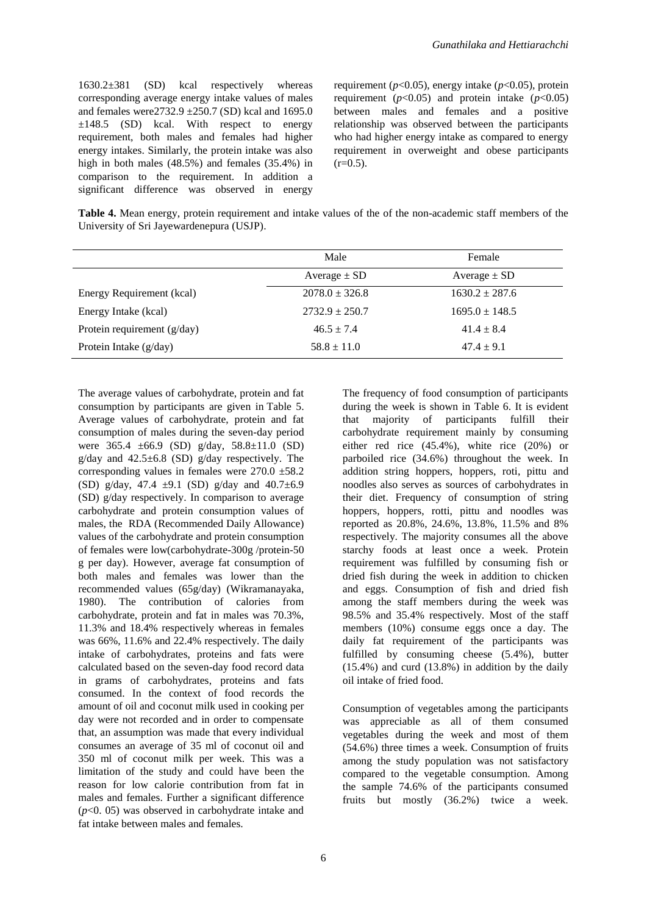1630.2±381 (SD) kcal respectively whereas corresponding average energy intake values of males and females were2732.9 ±250.7 (SD) kcal and 1695.0 ±148.5 (SD) kcal. With respect to energy requirement, both males and females had higher energy intakes. Similarly, the protein intake was also high in both males (48.5%) and females (35.4%) in comparison to the requirement. In addition a significant difference was observed in energy requirement ($p$<0.05), energy intake ($p$<0.05), protein requirement ($p$<0.05) and protein intake ($p$<0.05) between males and females and a positive relationship was observed between the participants who had higher energy intake as compared to energy requirement in overweight and obese participants (r=0.5).

**Table 4.** Mean energy, protein requirement and intake values of the of the non-academic staff members of the University of Sri Jayewardenepura (USJP).

| | Male | Female |
|---|---|---|
| | Average ± SD | Average ± SD |
| Energy Requirement (kcal) | 2078.0 ± 326.8 | 1630.2 ± 287.6 |
| Energy Intake (kcal) | 2732.9 ± 250.7 | 1695.0 ± 148.5 |
| Protein requirement (g/day) | 46.5 ± 7.4 | 41.4 ± 8.4 |
| Protein Intake (g/day) | 58.8 ± 11.0 | 47.4 ± 9.1 |

The average values of carbohydrate, protein and fat consumption by participants are given in Table 5. Average values of carbohydrate, protein and fat consumption of males during the seven-day period were 365.4 ±66.9 (SD) g/day, 58.8±11.0 (SD) g/day and 42.5±6.8 (SD) g/day respectively. The corresponding values in females were 270.0 ±58.2 (SD) g/day, 47.4 ±9.1 (SD) g/day and 40.7±6.9 (SD) g/day respectively. In comparison to average carbohydrate and protein consumption values of males, the RDA (Recommended Daily Allowance) values of the carbohydrate and protein consumption of females were low(carbohydrate-300g /protein-50 g per day). However, average fat consumption of both males and females was lower than the recommended values (65g/day) (Wikramanayaka, 1980). The contribution of calories from carbohydrate, protein and fat in males was 70.3%, 11.3% and 18.4% respectively whereas in females was 66%, 11.6% and 22.4% respectively. The daily intake of carbohydrates, proteins and fats were calculated based on the seven-day food record data in grams of carbohydrates, proteins and fats consumed. In the context of food records the amount of oil and coconut milk used in cooking per day were not recorded and in order to compensate that, an assumption was made that every individual consumes an average of 35 ml of coconut oil and 350 ml of coconut milk per week. This was a limitation of the study and could have been the reason for low calorie contribution from fat in males and females. Further a significant difference ($p$<0. 05) was observed in carbohydrate intake and fat intake between males and females.

The frequency of food consumption of participants during the week is shown in Table 6. It is evident that majority of participants fulfill their carbohydrate requirement mainly by consuming either red rice (45.4%), white rice (20%) or parboiled rice (34.6%) throughout the week. In addition string hoppers, hoppers, roti, pittu and noodles also serves as sources of carbohydrates in their diet. Frequency of consumption of string hoppers, hoppers, rotti, pittu and noodles was reported as 20.8%, 24.6%, 13.8%, 11.5% and 8% respectively. The majority consumes all the above starchy foods at least once a week. Protein requirement was fulfilled by consuming fish or dried fish during the week in addition to chicken and eggs. Consumption of fish and dried fish among the staff members during the week was 98.5% and 35.4% respectively. Most of the staff members (10%) consume eggs once a day. The daily fat requirement of the participants was fulfilled by consuming cheese (5.4%), butter (15.4%) and curd (13.8%) in addition by the daily oil intake of fried food.

Consumption of vegetables among the participants was appreciable as all of them consumed vegetables during the week and most of them (54.6%) three times a week. Consumption of fruits among the study population was not satisfactory compared to the vegetable consumption. Among the sample 74.6% of the participants consumed fruits but mostly (36.2%) twice a week.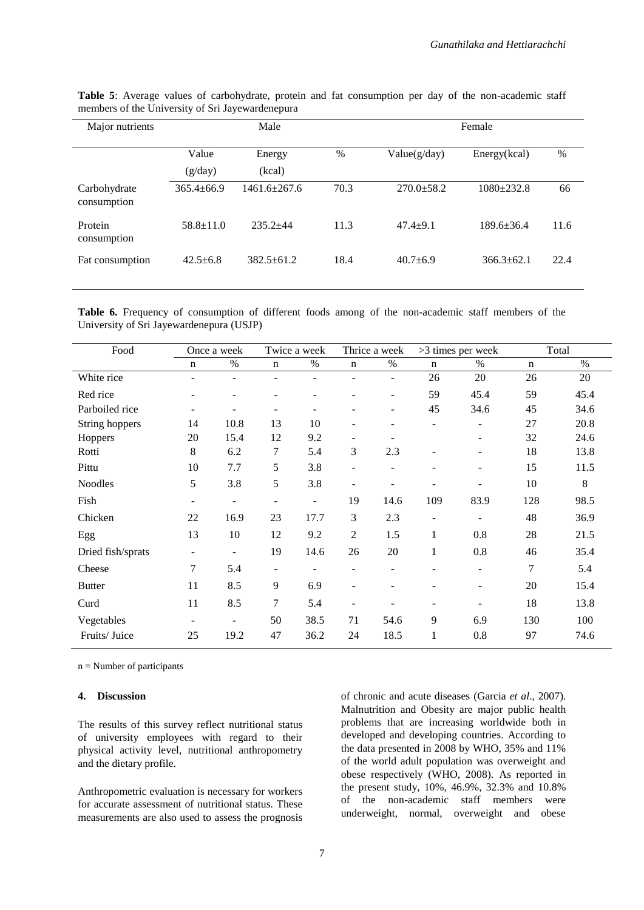**Table 5**: Average values of carbohydrate, protein and fat consumption per day of the non-academic staff members of the University of Sri Jayewardenepura

| Major nutrients | Male | | | Female | | |
|---|---|---|---|---|---|---|
| | Value (g/day) | Energy (kcal) | % | Value(g/day) | Energy(kcal) | % |
| Carbohydrate consumption | 365.4±66.9 | 1461.6±267.6 | 70.3 | 270.0±58.2 | 1080±232.8 | 66 |
| Protein consumption | 58.8±11.0 | 235.2±44 | 11.3 | 47.4±9.1 | 189.6±36.4 | 11.6 |
| Fat consumption | 42.5±6.8 | 382.5±61.2 | 18.4 | 40.7±6.9 | 366.3±62.1 | 22.4 |

**Table 6.** Frequency of consumption of different foods among of the non-academic staff members of the University of Sri Jayewardenepura (USJP)

| Food | Once a week | | Twice a week | | Thrice a week | | >3 times per week | | Total | |
|---|---|---|---|---|---|---|---|---|---|---|
| | n | % | n | % | n | % | n | % | n | % |
| White rice | - | - | - | - | - | - | 26 | 20 | 26 | 20 |
| Red rice | - | - | - | - | - | - | 59 | 45.4 | 59 | 45.4 |
| Parboiled rice | - | - | - | - | - | - | 45 | 34.6 | 45 | 34.6 |
| String hoppers | 14 | 10.8 | 13 | 10 | - | - | - | - | 27 | 20.8 |
| Hoppers | 20 | 15.4 | 12 | 9.2 | - | - | | - | 32 | 24.6 |
| Rotti | 8 | 6.2 | 7 | 5.4 | 3 | 2.3 | - | - | 18 | 13.8 |
| Pittu | 10 | 7.7 | 5 | 3.8 | - | - | - | - | 15 | 11.5 |
| Noodles | 5 | 3.8 | 5 | 3.8 | - | - | - | - | 10 | 8 |
| Fish | - | - | - | - | 19 | 14.6 | 109 | 83.9 | 128 | 98.5 |
| Chicken | 22 | 16.9 | 23 | 17.7 | 3 | 2.3 | - | - | 48 | 36.9 |
| Egg | 13 | 10 | 12 | 9.2 | 2 | 1.5 | 1 | 0.8 | 28 | 21.5 |
| Dried fish/sprats | - | - | 19 | 14.6 | 26 | 20 | 1 | 0.8 | 46 | 35.4 |
| Cheese | 7 | 5.4 | - | - | - | - | - | - | 7 | 5.4 |
| Butter | 11 | 8.5 | 9 | 6.9 | - | - | - | - | 20 | 15.4 |
| Curd | 11 | 8.5 | 7 | 5.4 | - | - | - | - | 18 | 13.8 |
| Vegetables | - | - | 50 | 38.5 | 71 | 54.6 | 9 | 6.9 | 130 | 100 |
| Fruits/ Juice | 25 | 19.2 | 47 | 36.2 | 24 | 18.5 | 1 | 0.8 | 97 | 74.6 |

n = Number of participants

## 4. Discussion

The results of this survey reflect nutritional status of university employees with regard to their physical activity level, nutritional anthropometry and the dietary profile.

Anthropometric evaluation is necessary for workers for accurate assessment of nutritional status. These measurements are also used to assess the prognosis of chronic and acute diseases (Garcia *et al*., 2007). Malnutrition and Obesity are major public health problems that are increasing worldwide both in developed and developing countries. According to the data presented in 2008 by WHO, 35% and 11% of the world adult population was overweight and obese respectively (WHO, 2008). As reported in the present study, 10%, 46.9%, 32.3% and 10.8% of the non-academic staff members were underweight, normal, overweight and obese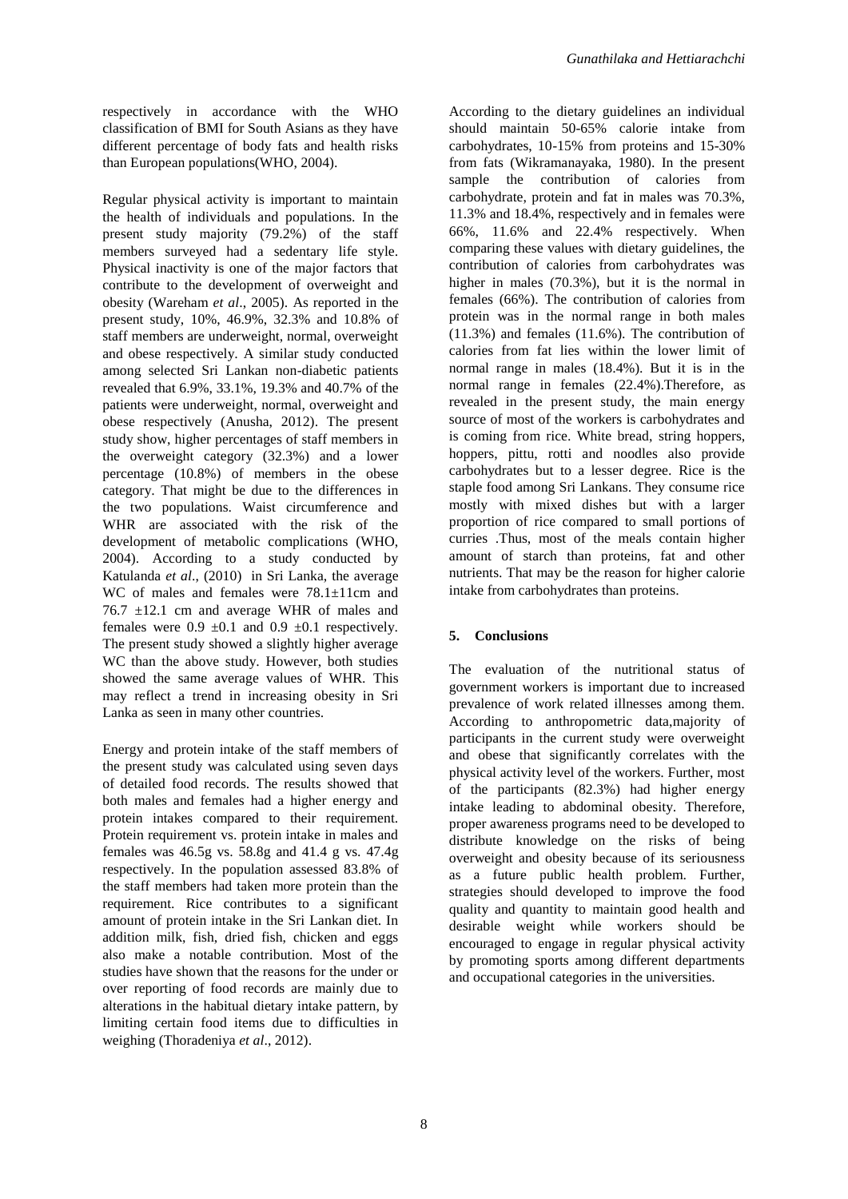respectively in accordance with the WHO classification of BMI for South Asians as they have different percentage of body fats and health risks than European populations(WHO, 2004).

Regular physical activity is important to maintain the health of individuals and populations. In the present study majority (79.2%) of the staff members surveyed had a sedentary life style. Physical inactivity is one of the major factors that contribute to the development of overweight and obesity (Wareham *et al*., 2005). As reported in the present study, 10%, 46.9%, 32.3% and 10.8% of staff members are underweight, normal, overweight and obese respectively. A similar study conducted among selected Sri Lankan non-diabetic patients revealed that 6.9%, 33.1%, 19.3% and 40.7% of the patients were underweight, normal, overweight and obese respectively (Anusha, 2012). The present study show, higher percentages of staff members in the overweight category (32.3%) and a lower percentage (10.8%) of members in the obese category. That might be due to the differences in the two populations. Waist circumference and WHR are associated with the risk of the development of metabolic complications (WHO, 2004). According to a study conducted by Katulanda *et al*., (2010) in Sri Lanka, the average WC of males and females were 78.1±11cm and 76.7 ±12.1 cm and average WHR of males and females were 0.9 ±0.1 and 0.9 ±0.1 respectively. The present study showed a slightly higher average WC than the above study. However, both studies showed the same average values of WHR. This may reflect a trend in increasing obesity in Sri Lanka as seen in many other countries.

Energy and protein intake of the staff members of the present study was calculated using seven days of detailed food records. The results showed that both males and females had a higher energy and protein intakes compared to their requirement. Protein requirement vs. protein intake in males and females was 46.5g vs. 58.8g and 41.4 g vs. 47.4g respectively. In the population assessed 83.8% of the staff members had taken more protein than the requirement. Rice contributes to a significant amount of protein intake in the Sri Lankan diet. In addition milk, fish, dried fish, chicken and eggs also make a notable contribution. Most of the studies have shown that the reasons for the under or over reporting of food records are mainly due to alterations in the habitual dietary intake pattern, by limiting certain food items due to difficulties in weighing (Thoradeniya *et al*., 2012).

According to the dietary guidelines an individual should maintain 50-65% calorie intake from carbohydrates, 10-15% from proteins and 15-30% from fats (Wikramanayaka, 1980). In the present sample the contribution of calories from carbohydrate, protein and fat in males was 70.3%, 11.3% and 18.4%, respectively and in females were 66%, 11.6% and 22.4% respectively. When comparing these values with dietary guidelines, the contribution of calories from carbohydrates was higher in males (70.3%), but it is the normal in females (66%). The contribution of calories from protein was in the normal range in both males (11.3%) and females (11.6%). The contribution of calories from fat lies within the lower limit of normal range in males (18.4%). But it is in the normal range in females (22.4%).Therefore, as revealed in the present study, the main energy source of most of the workers is carbohydrates and is coming from rice. White bread, string hoppers, hoppers, pittu, rotti and noodles also provide carbohydrates but to a lesser degree. Rice is the staple food among Sri Lankans. They consume rice mostly with mixed dishes but with a larger proportion of rice compared to small portions of curries .Thus, most of the meals contain higher amount of starch than proteins, fat and other nutrients. That may be the reason for higher calorie intake from carbohydrates than proteins.

## 5. Conclusions

The evaluation of the nutritional status of government workers is important due to increased prevalence of work related illnesses among them. According to anthropometric data,majority of participants in the current study were overweight and obese that significantly correlates with the physical activity level of the workers. Further, most of the participants (82.3%) had higher energy intake leading to abdominal obesity. Therefore, proper awareness programs need to be developed to distribute knowledge on the risks of being overweight and obesity because of its seriousness as a future public health problem. Further, strategies should developed to improve the food quality and quantity to maintain good health and desirable weight while workers should be encouraged to engage in regular physical activity by promoting sports among different departments and occupational categories in the universities.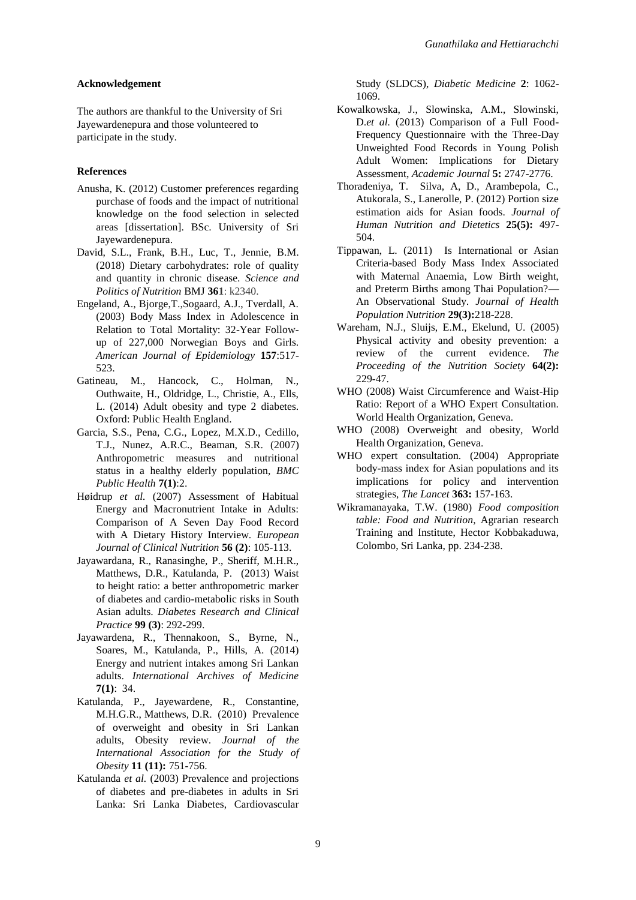**Acknowledgement**

The authors are thankful to the University of Sri Jayewardenepura and those volunteered to participate in the study.

**References**

Anusha, K. (2012) Customer preferences regarding purchase of foods and the impact of nutritional knowledge on the food selection in selected areas [dissertation]. BSc. University of Sri Jayewardenepura.

David, S.L., Frank, B.H., Luc, T., Jennie, B.M. (2018) Dietary carbohydrates: role of quality and quantity in chronic disease. *Science and Politics of Nutrition* BMJ **361**: k2340.

Engeland, A., Bjorge,T.,Sogaard, A.J., Tverdall, A. (2003) Body Mass Index in Adolescence in Relation to Total Mortality: 32-Year Follow-up of 227,000 Norwegian Boys and Girls. *American Journal of Epidemiology* **157**:517-523.

Gatineau, M., Hancock, C., Holman, N., Outhwaite, H., Oldridge, L., Christie, A., Ells, L. (2014) Adult obesity and type 2 diabetes. Oxford: Public Health England.

Garcia, S.S., Pena, C.G., Lopez, M.X.D., Cedillo, T.J., Nunez, A.R.C., Beaman, S.R. (2007) Anthropometric measures and nutritional status in a healthy elderly population, *BMC Public Health* **7(1)**:2.

Høidrup *et al.* (2007) Assessment of Habitual Energy and Macronutrient Intake in Adults: Comparison of A Seven Day Food Record with A Dietary History Interview. *European Journal of Clinical Nutrition* **56 (2)**: 105-113.

Jayawardana, R., Ranasinghe, P., Sheriff, M.H.R., Matthews, D.R., Katulanda, P. (2013) Waist to height ratio: a better anthropometric marker of diabetes and cardio-metabolic risks in South Asian adults. *Diabetes Research and Clinical Practice* **99 (3)**: 292-299.

Jayawardena, R., Thennakoon, S., Byrne, N., Soares, M., Katulanda, P., Hills, A. (2014) Energy and nutrient intakes among Sri Lankan adults. *International Archives of Medicine* **7(1)**: 34.

Katulanda, P., Jayewardene, R., Constantine, M.H.G.R., Matthews, D.R. (2010) Prevalence of overweight and obesity in Sri Lankan adults, Obesity review. *Journal of the International Association for the Study of Obesity* **11 (11):** 751-756.

Katulanda *et al.* (2003) Prevalence and projections of diabetes and pre-diabetes in adults in Sri Lanka: Sri Lanka Diabetes, Cardiovascular Study (SLDCS), *Diabetic Medicine* **2**: 1062-1069.

Kowalkowska, J., Slowinska, A.M., Slowinski, D.*et al.* (2013) Comparison of a Full Food-Frequency Questionnaire with the Three-Day Unweighted Food Records in Young Polish Adult Women: Implications for Dietary Assessment, *Academic Journal* **5:** 2747-2776.

Thoradeniya, T. Silva, A, D., Arambepola, C., Atukorala, S., Lanerolle, P. (2012) Portion size estimation aids for Asian foods. *Journal of Human Nutrition and Dietetics* **25(5):** 497-504.

Tippawan, L. (2011) Is International or Asian Criteria-based Body Mass Index Associated with Maternal Anaemia, Low Birth weight, and Preterm Births among Thai Population?—An Observational Study. *Journal of Health Population Nutrition* **29(3):**218-228.

Wareham, N.J., Sluijs, E.M., Ekelund, U. (2005) Physical activity and obesity prevention: a review of the current evidence. *The Proceeding of the Nutrition Society* **64(2):** 229-47.

WHO (2008) Waist Circumference and Waist-Hip Ratio: Report of a WHO Expert Consultation. World Health Organization, Geneva.

WHO (2008) Overweight and obesity, World Health Organization, Geneva.

WHO expert consultation. (2004) Appropriate body-mass index for Asian populations and its implications for policy and intervention strategies, *The Lancet* **363:** 157-163.

Wikramanayaka, T.W. (1980) *Food composition table: Food and Nutrition*, Agrarian research Training and Institute, Hector Kobbakaduwa, Colombo, Sri Lanka, pp. 234-238.